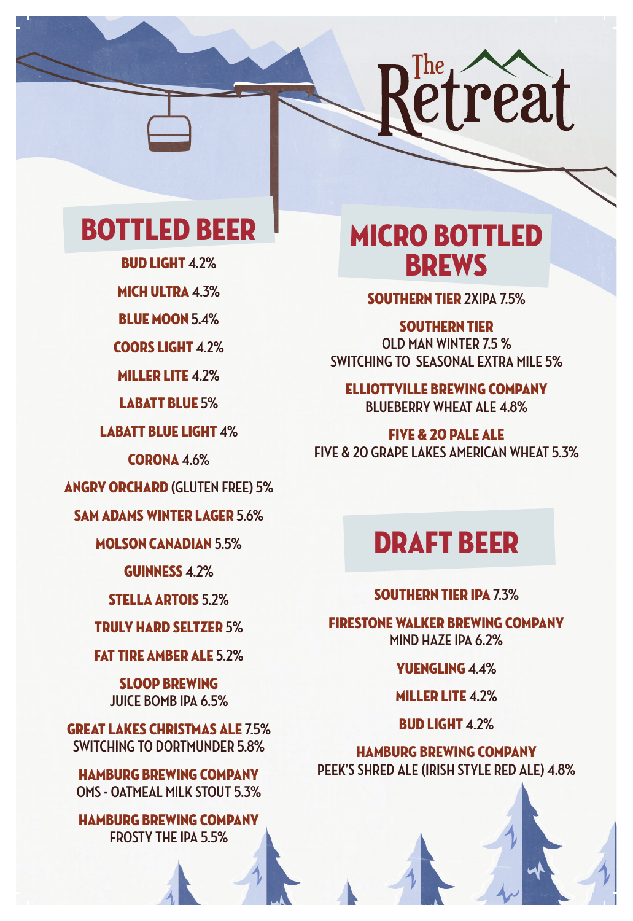# The Retreat

## BOTTLED BEER

**BUD LIGHT** 4.2%

**MICH ULTRA** 4.3%

**BLUE MOON** 5.4%

**COORS LIGHT** 4.2%

**MILLER LITE** 4.2%

**LABATT BLUE** 5%

**LABATT BLUE LIGHT** 4%

**CORONA** 4.6%

**ANGRY ORCHARD** (GLUTEN FREE) 5%

**SAM ADAMS WINTER LAGER** 5.6%

**MOLSON CANADIAN** 5.5%

**GUINNESS** 4.2%

**STELLA ARTOIS** 5.2%

**TRULY HARD SELTZER** 5%

**FAT TIRE AMBER ALE** 5.2%

**SLOOP BREWING**
JUICE BOMB IPA 6.5%

**GREAT LAKES CHRISTMAS ALE** 7.5%
SWITCHING TO DORTMUNDER 5.8%

**HAMBURG BREWING COMPANY**
OMS - OATMEAL MILK STOUT 5.3%

**HAMBURG BREWING COMPANY**
FROSTY THE IPA 5.5%

## MICRO BOTTLED BREWS

**SOUTHERN TIER** 2XIPA 7.5%

**SOUTHERN TIER**
OLD MAN WINTER 7.5 %
SWITCHING TO SEASONAL EXTRA MILE 5%

**ELLIOTTVILLE BREWING COMPANY**
BLUEBERRY WHEAT ALE 4.8%

**FIVE & 20 PALE ALE**
FIVE & 20 GRAPE LAKES AMERICAN WHEAT 5.3%

## DRAFT BEER

**SOUTHERN TIER IPA** 7.3%

**FIRESTONE WALKER BREWING COMPANY**
MIND HAZE IPA 6.2%

**YUENGLING** 4.4%

**MILLER LITE** 4.2%

**BUD LIGHT** 4.2%

**HAMBURG BREWING COMPANY**
PEEK'S SHRED ALE (IRISH STYLE RED ALE) 4.8%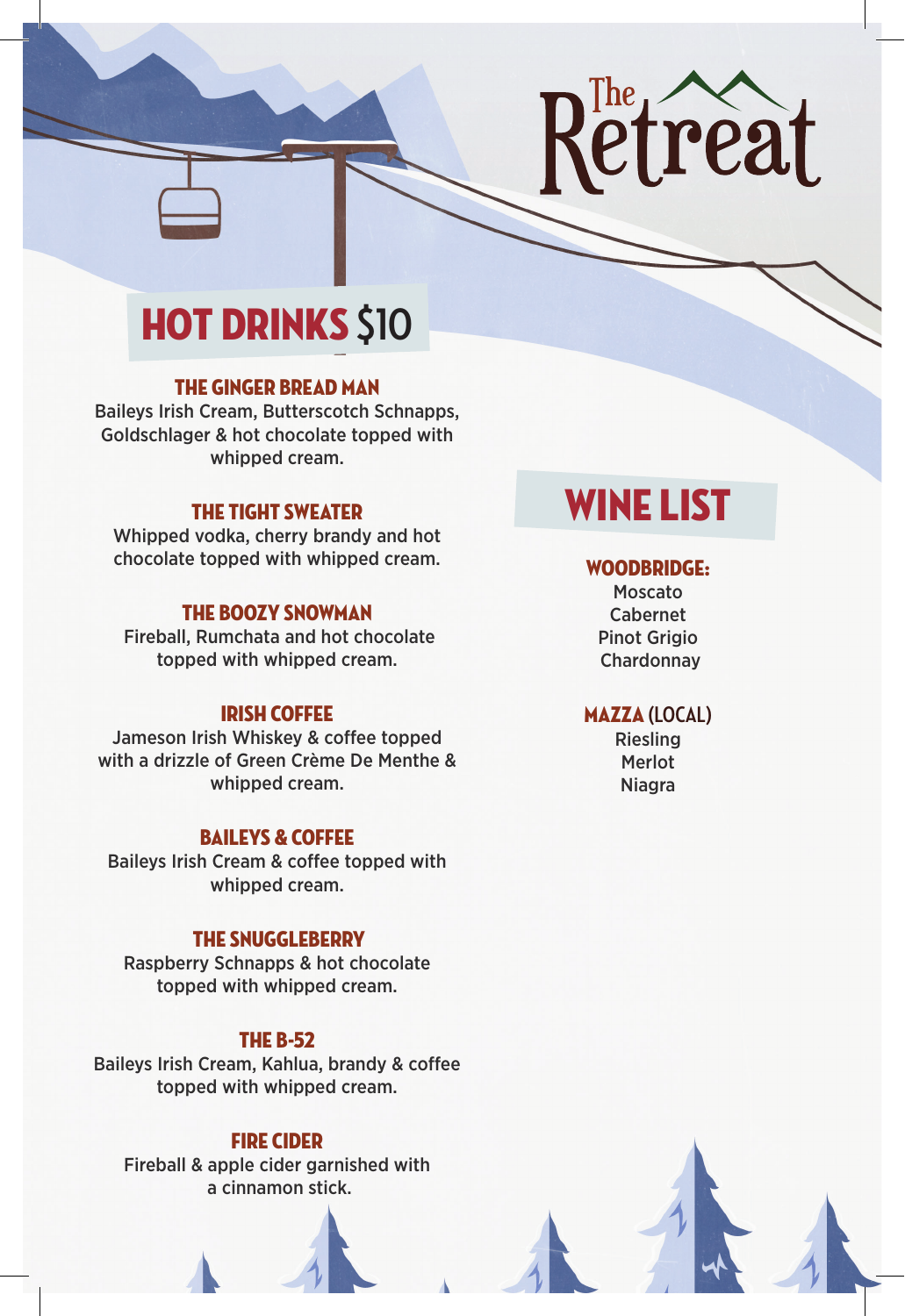# The Retreat

## HOT DRINKS $10

### THE GINGER BREAD MAN
Baileys Irish Cream, Butterscotch Schnapps, Goldschlager & hot chocolate topped with whipped cream.

### THE TIGHT SWEATER
Whipped vodka, cherry brandy and hot chocolate topped with whipped cream.

### THE BOOZY SNOWMAN
Fireball, Rumchata and hot chocolate topped with whipped cream.

### IRISH COFFEE
Jameson Irish Whiskey & coffee topped with a drizzle of Green Crème De Menthe & whipped cream.

### BAILEYS & COFFEE
Baileys Irish Cream & coffee topped with whipped cream.

### THE SNUGGLEBERRY
Raspberry Schnapps & hot chocolate topped with whipped cream.

### THE B-52
Baileys Irish Cream, Kahlua, brandy & coffee topped with whipped cream.

### FIRE CIDER
Fireball & apple cider garnished with a cinnamon stick.

## WINE LIST

### WOODBRIDGE:
Moscato
Cabernet
Pinot Grigio
Chardonnay

### MAZZA (LOCAL)
Riesling
Merlot
Niagra